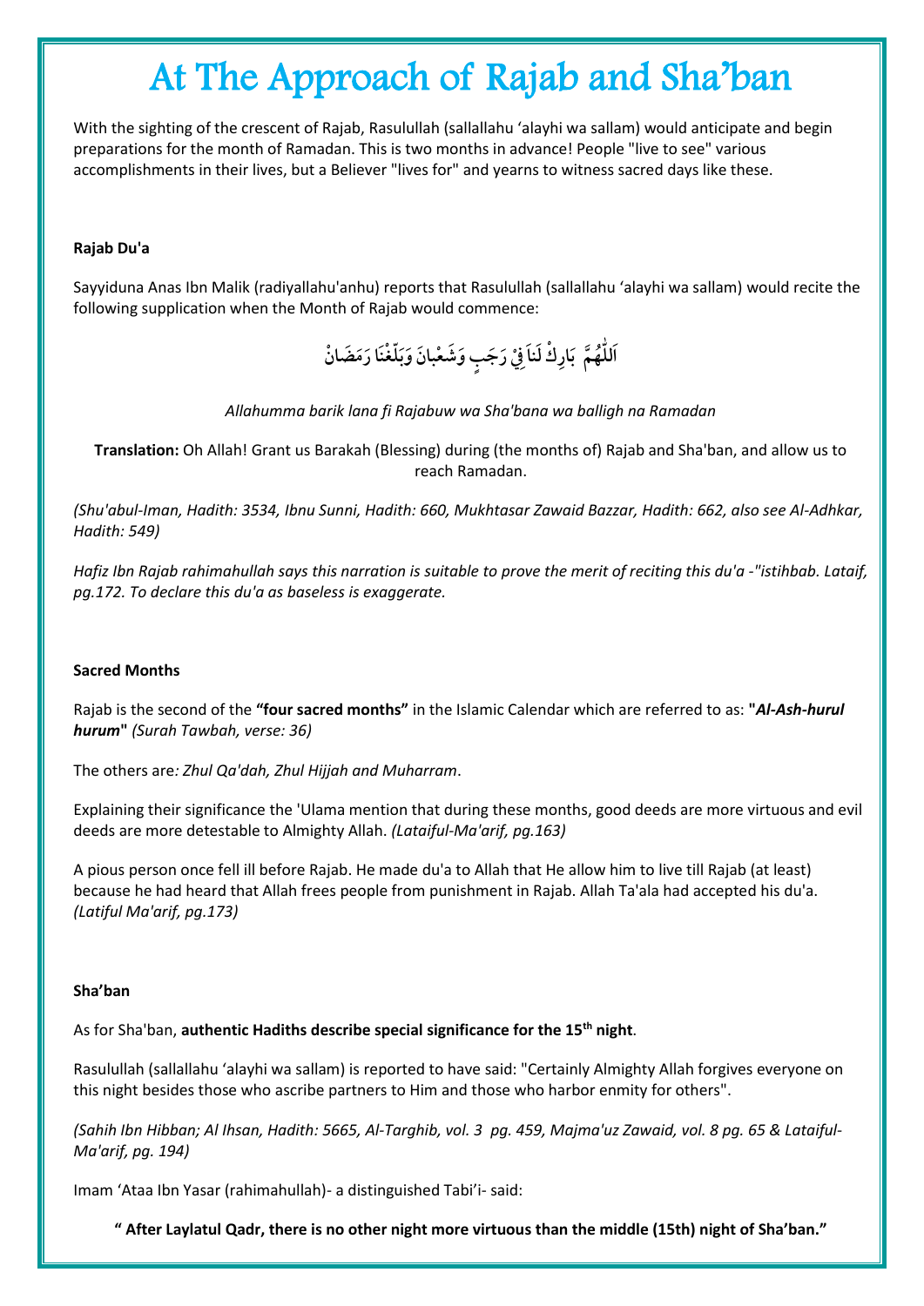# At The Approach of Rajab and Sha'ban

With the sighting of the crescent of Rajab, Rasulullah (sallallahu 'alayhi wa sallam) would anticipate and begin preparations for the month of Ramadan. This is two months in advance! People "live to see" various accomplishments in their lives, but a Believer "lives for" and yearns to witness sacred days like these.

**Rajab Du'a**

Sayyiduna Anas Ibn Malik (radiyallahu'anhu) reports that Rasulullah (sallallahu 'alayhi wa sallam) would recite the following supplication when the Month of Rajab would commence:

اَللّٰهُمَّ بَارِكْ لَنَا فِيْ رَجَبٍ وَشَعْبانَ وَبَلِّغْنَا رَمَضَانْ

*Allahumma barik lana fi Rajabuw wa Sha'bana wa balligh na Ramadan*

**Translation:** Oh Allah! Grant us Barakah (Blessing) during (the months of) Rajab and Sha'ban, and allow us to reach Ramadan.

*(Shu'abul-Iman, Hadith: 3534, Ibnu Sunni, Hadith: 660, Mukhtasar Zawaid Bazzar, Hadith: 662, also see Al-Adhkar, Hadith: 549)*

*Hafiz Ibn Rajab rahimahullah says this narration is suitable to prove the merit of reciting this du'a -"istihbab. Lataif, pg.172. To declare this du'a as baseless is exaggerate.*

**Sacred Months**

Rajab is the second of the **"four sacred months"** in the Islamic Calendar which are referred to as: **"*Al-Ash-hurul hurum*"** *(Surah Tawbah, verse: 36)*

The others are*: Zhul Qa'dah, Zhul Hijjah and Muharram*.

Explaining their significance the 'Ulama mention that during these months, good deeds are more virtuous and evil deeds are more detestable to Almighty Allah. *(Lataiful-Ma'arif, pg.163)*

A pious person once fell ill before Rajab. He made du'a to Allah that He allow him to live till Rajab (at least) because he had heard that Allah frees people from punishment in Rajab. Allah Ta'ala had accepted his du'a. *(Latiful Ma'arif, pg.173)*

**Sha'ban**

As for Sha'ban, **authentic Hadiths describe special significance for the 15th night**.

Rasulullah (sallallahu 'alayhi wa sallam) is reported to have said: "Certainly Almighty Allah forgives everyone on this night besides those who ascribe partners to Him and those who harbor enmity for others".

*(Sahih Ibn Hibban; Al Ihsan, Hadith: 5665, Al-Targhib, vol. 3 pg. 459, Majma'uz Zawaid, vol. 8 pg. 65 & Lataiful-Ma'arif, pg. 194)*

Imam 'Ataa Ibn Yasar (rahimahullah)- a distinguished Tabi'i- said:

**" After Laylatul Qadr, there is no other night more virtuous than the middle (15th) night of Sha'ban."**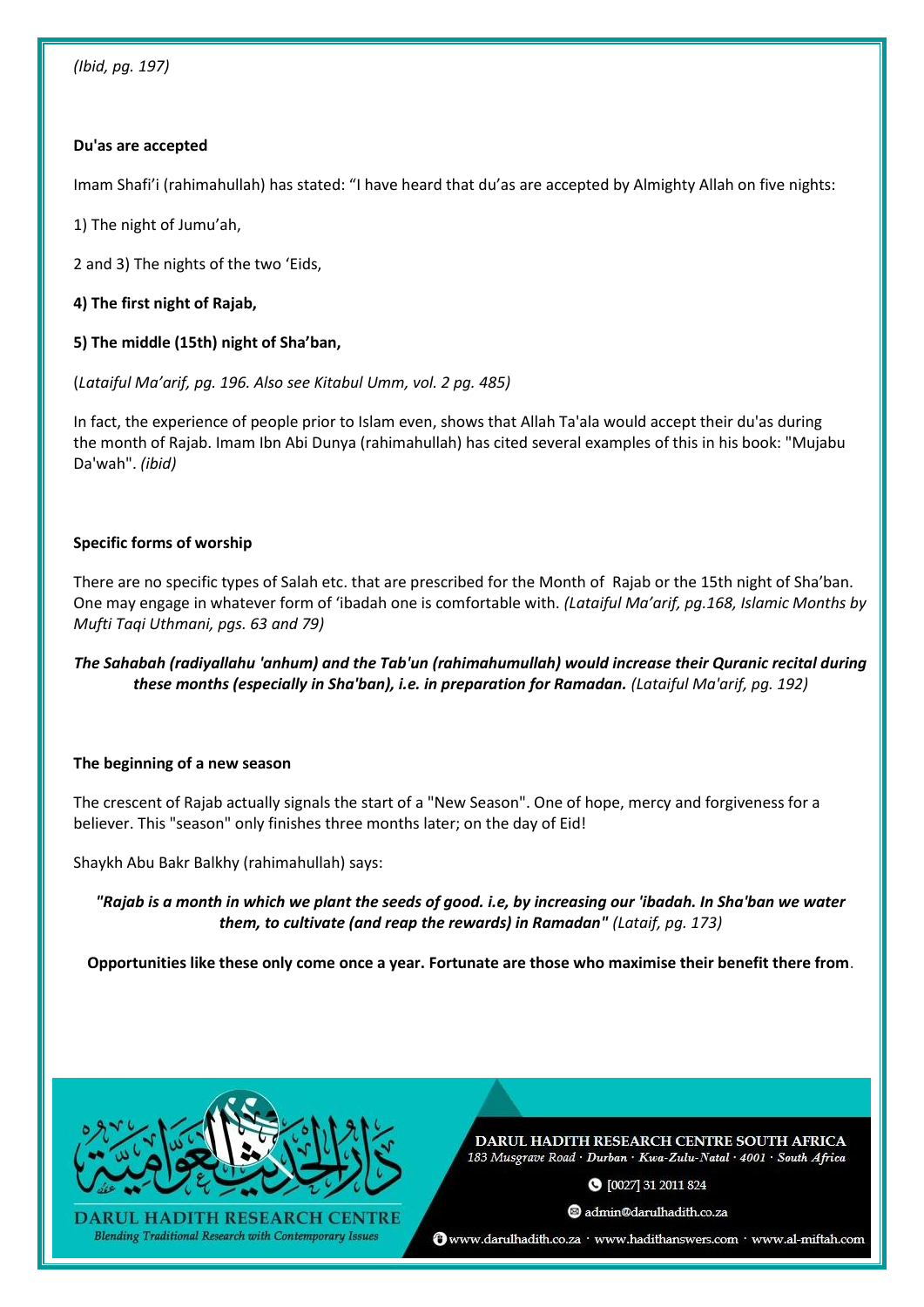*(Ibid, pg. 197)*

**Du'as are accepted**

Imam Shafi'i (rahimahullah) has stated: "I have heard that du'as are accepted by Almighty Allah on five nights:

1) The night of Jumu'ah,

2 and 3) The nights of the two 'Eids,

**4) The first night of Rajab,**

**5) The middle (15th) night of Sha'ban,**

(*Lataiful Ma'arif, pg. 196. Also see Kitabul Umm, vol. 2 pg. 485)*

In fact, the experience of people prior to Islam even, shows that Allah Ta'ala would accept their du'as during the month of Rajab. Imam Ibn Abi Dunya (rahimahullah) has cited several examples of this in his book: "Mujabu Da'wah". *(ibid)*

**Specific forms of worship**

There are no specific types of Salah etc. that are prescribed for the Month of Rajab or the 15th night of Sha'ban. One may engage in whatever form of 'ibadah one is comfortable with. *(Lataiful Ma'arif, pg.168, Islamic Months by Mufti Taqi Uthmani, pgs. 63 and 79)*

***The Sahabah (radiyallahu 'anhum) and the Tab'un (rahimahumullah) would increase their Quranic recital during these months (especially in Sha'ban), i.e. in preparation for Ramadan.*** *(Lataiful Ma'arif, pg. 192)*

**The beginning of a new season**

The crescent of Rajab actually signals the start of a "New Season". One of hope, mercy and forgiveness for a believer. This "season" only finishes three months later; on the day of Eid!

Shaykh Abu Bakr Balkhy (rahimahullah) says:

***"Rajab is a month in which we plant the seeds of good. i.e, by increasing our 'ibadah. In Sha'ban we water them, to cultivate (and reap the rewards) in Ramadan"*** *(Lataif, pg. 173)*

**Opportunities like these only come once a year. Fortunate are those who maximise their benefit there from**.